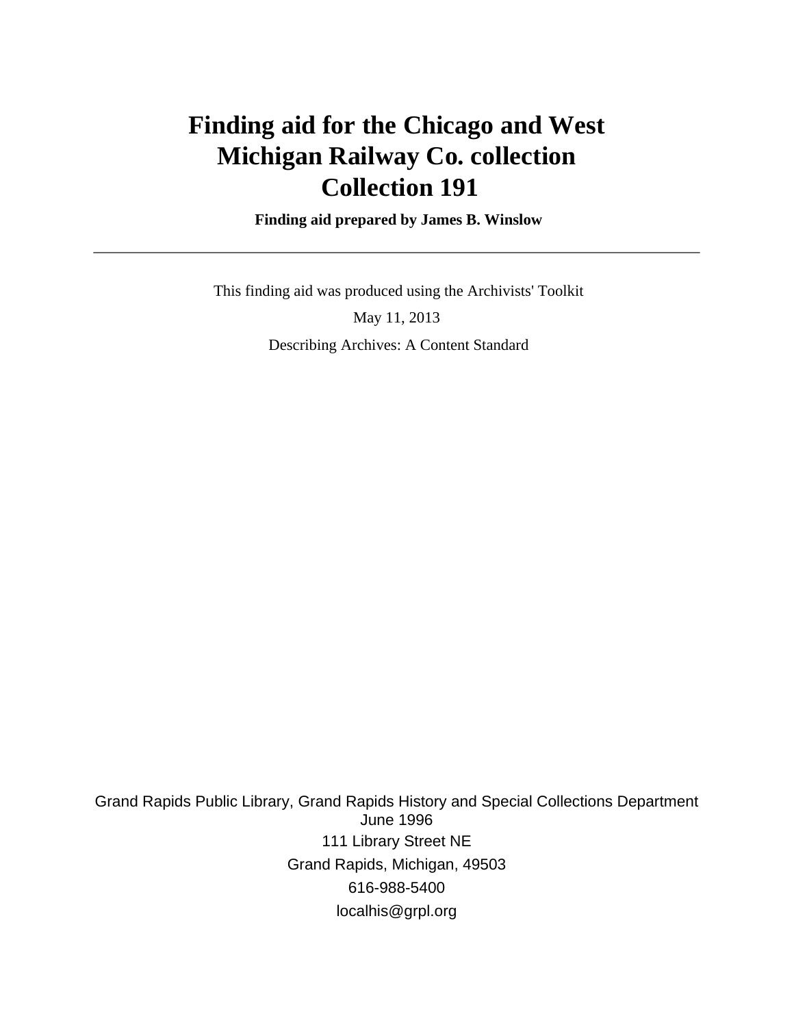# Finding aid for the Chicago and West Michigan Railway Co. collection Collection 191

**Finding aid prepared by James B. Winslow**

---

This finding aid was produced using the Archivists' Toolkit

May 11, 2013

Describing Archives: A Content Standard

Grand Rapids Public Library, Grand Rapids History and Special Collections Department
June 1996
111 Library Street NE
Grand Rapids, Michigan, 49503
616-988-5400
localhis@grpl.org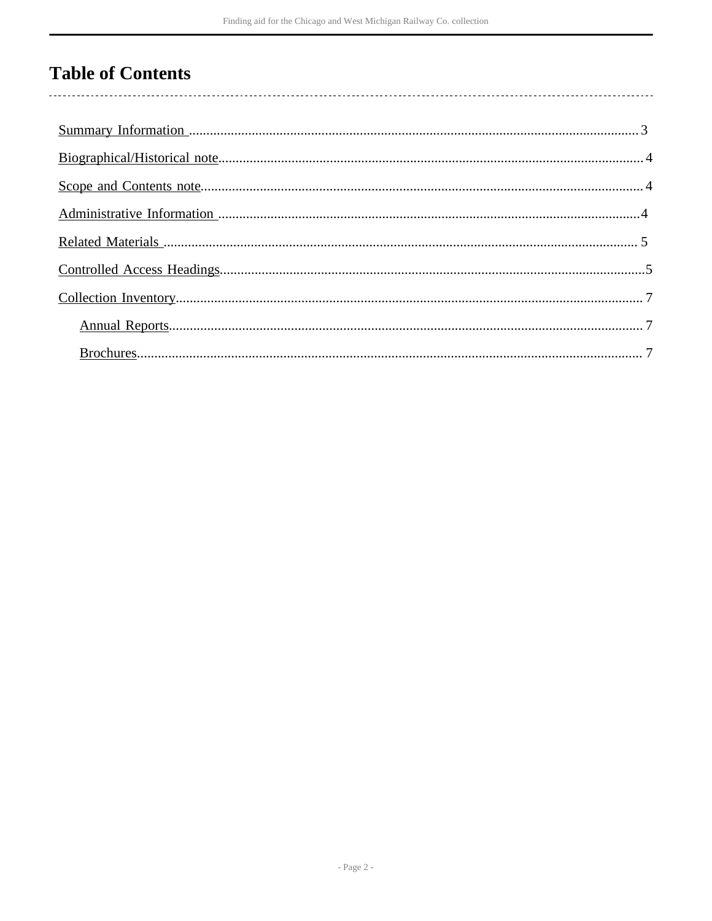# Table of Contents

- Summary Information .......... 3
- Biographical/Historical note .......... 4
- Scope and Contents note .......... 4
- Administrative Information .......... 4
- Related Materials .......... 5
- Controlled Access Headings .......... 5
- Collection Inventory .......... 7
  - Annual Reports .......... 7
  - Brochures .......... 7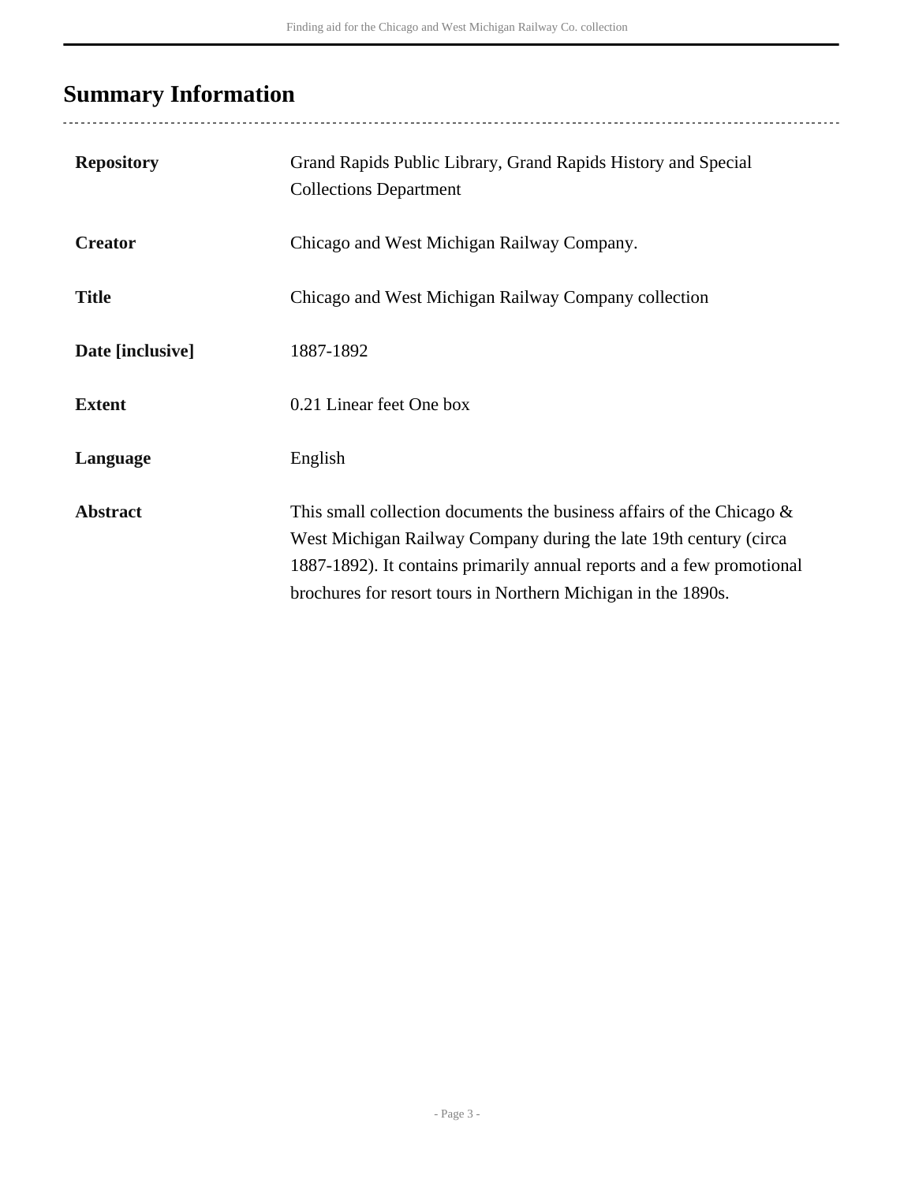## Summary Information

| | |
|---|---|
| **Repository** | Grand Rapids Public Library, Grand Rapids History and Special Collections Department |
| **Creator** | Chicago and West Michigan Railway Company. |
| **Title** | Chicago and West Michigan Railway Company collection |
| **Date [inclusive]** | 1887-1892 |
| **Extent** | 0.21 Linear feet One box |
| **Language** | English |
| **Abstract** | This small collection documents the business affairs of the Chicago & West Michigan Railway Company during the late 19th century (circa 1887-1892). It contains primarily annual reports and a few promotional brochures for resort tours in Northern Michigan in the 1890s. |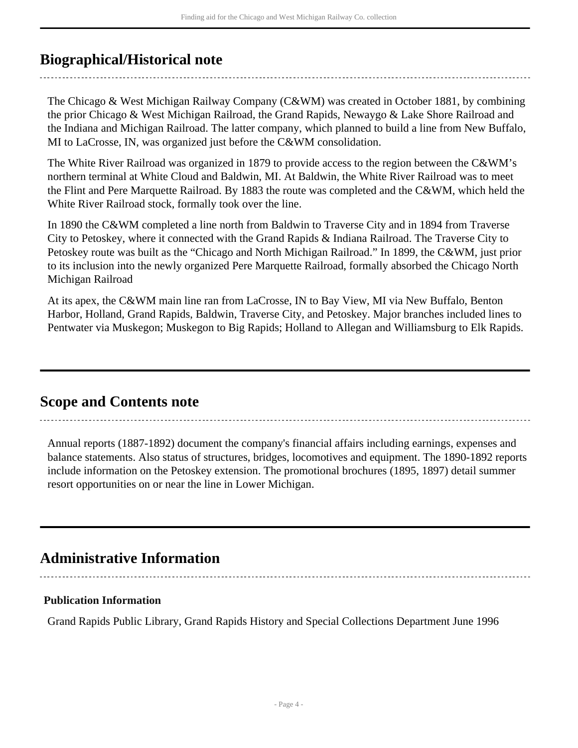## Biographical/Historical note

The Chicago & West Michigan Railway Company (C&WM) was created in October 1881, by combining the prior Chicago & West Michigan Railroad, the Grand Rapids, Newaygo & Lake Shore Railroad and the Indiana and Michigan Railroad. The latter company, which planned to build a line from New Buffalo, MI to LaCrosse, IN, was organized just before the C&WM consolidation.

The White River Railroad was organized in 1879 to provide access to the region between the C&WM's northern terminal at White Cloud and Baldwin, MI. At Baldwin, the White River Railroad was to meet the Flint and Pere Marquette Railroad. By 1883 the route was completed and the C&WM, which held the White River Railroad stock, formally took over the line.

In 1890 the C&WM completed a line north from Baldwin to Traverse City and in 1894 from Traverse City to Petoskey, where it connected with the Grand Rapids & Indiana Railroad. The Traverse City to Petoskey route was built as the "Chicago and North Michigan Railroad." In 1899, the C&WM, just prior to its inclusion into the newly organized Pere Marquette Railroad, formally absorbed the Chicago North Michigan Railroad

At its apex, the C&WM main line ran from LaCrosse, IN to Bay View, MI via New Buffalo, Benton Harbor, Holland, Grand Rapids, Baldwin, Traverse City, and Petoskey. Major branches included lines to Pentwater via Muskegon; Muskegon to Big Rapids; Holland to Allegan and Williamsburg to Elk Rapids.

## Scope and Contents note

Annual reports (1887-1892) document the company's financial affairs including earnings, expenses and balance statements. Also status of structures, bridges, locomotives and equipment. The 1890-1892 reports include information on the Petoskey extension. The promotional brochures (1895, 1897) detail summer resort opportunities on or near the line in Lower Michigan.

## Administrative Information

### Publication Information

Grand Rapids Public Library, Grand Rapids History and Special Collections Department June 1996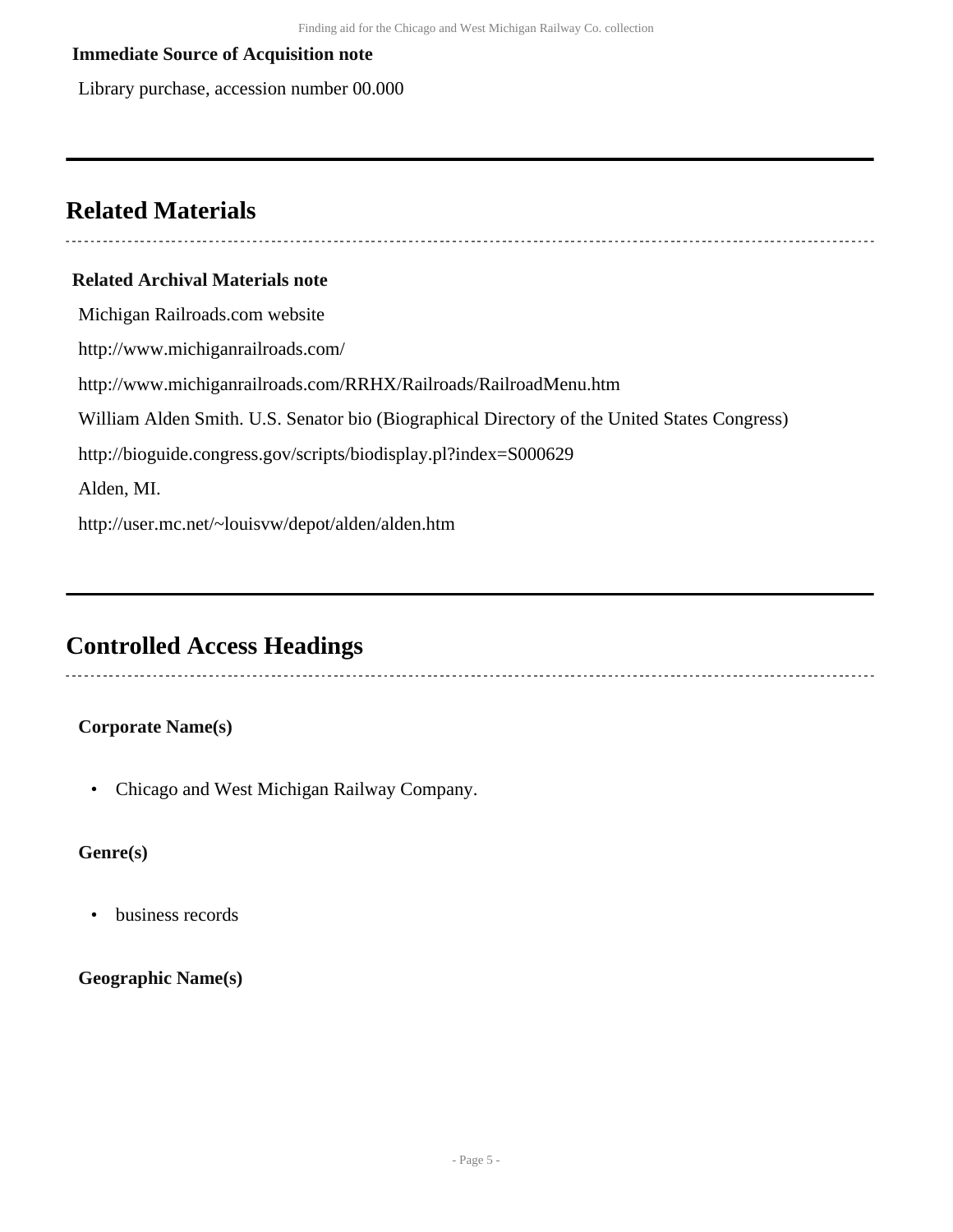**Immediate Source of Acquisition note**

Library purchase, accession number 00.000

## Related Materials

**Related Archival Materials note**

Michigan Railroads.com website

http://www.michiganrailroads.com/

http://www.michiganrailroads.com/RRHX/Railroads/RailroadMenu.htm

William Alden Smith. U.S. Senator bio (Biographical Directory of the United States Congress)

http://bioguide.congress.gov/scripts/biodisplay.pl?index=S000629

Alden, MI.

http://user.mc.net/~louisvw/depot/alden/alden.htm

## Controlled Access Headings

**Corporate Name(s)**

- Chicago and West Michigan Railway Company.

**Genre(s)**

- business records

**Geographic Name(s)**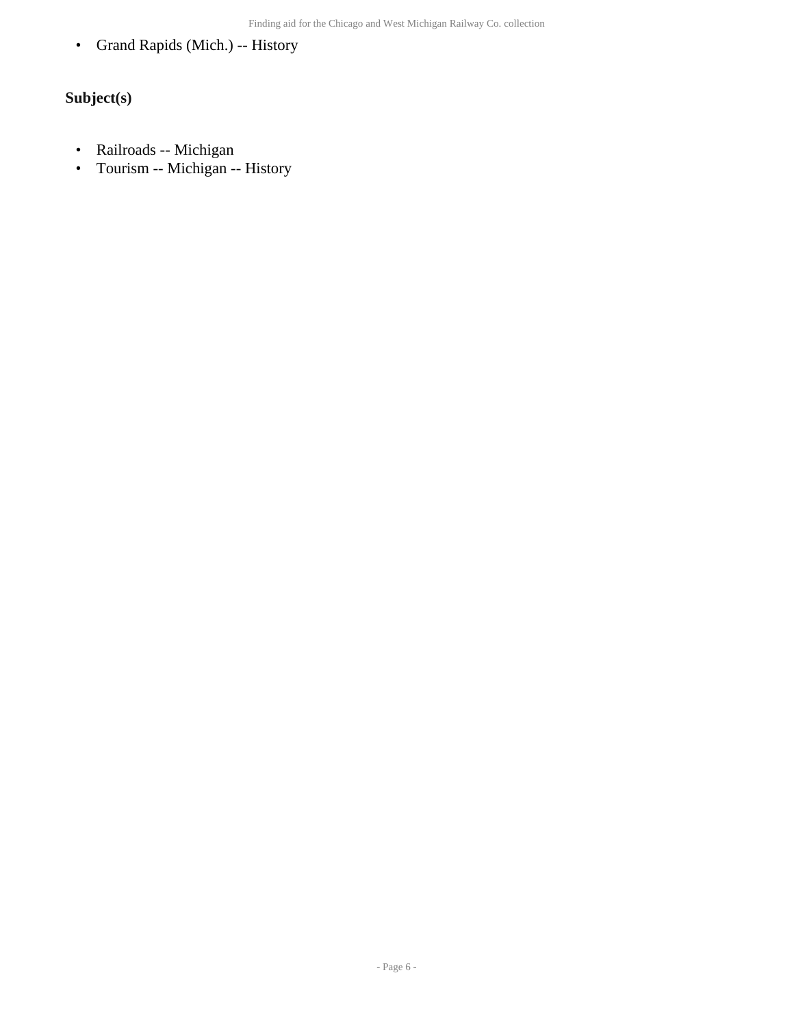- Grand Rapids (Mich.) -- History

### Subject(s)

- Railroads -- Michigan
- Tourism -- Michigan -- History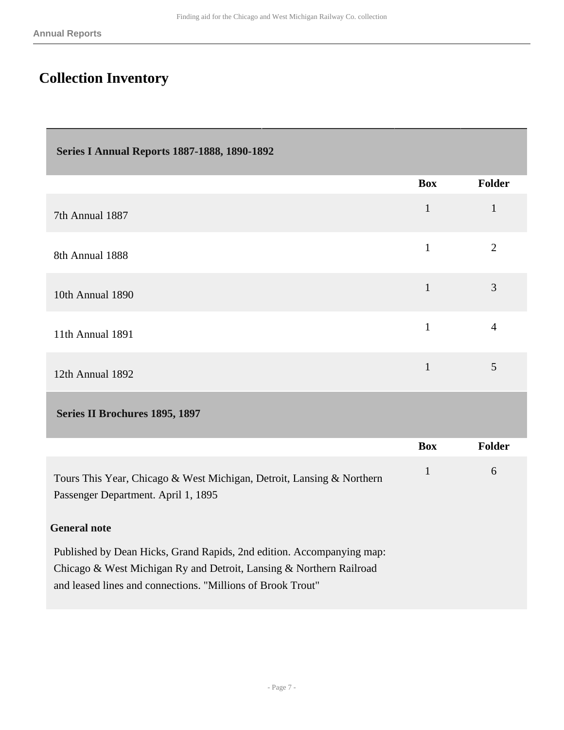# Collection Inventory

## Series I Annual Reports 1887-1888, 1890-1892

| | Box | Folder |
|---|---|---|
| 7th Annual 1887 | 1 | 1 |
| 8th Annual 1888 | 1 | 2 |
| 10th Annual 1890 | 1 | 3 |
| 11th Annual 1891 | 1 | 4 |
| 12th Annual 1892 | 1 | 5 |

## Series II Brochures 1895, 1897

| | Box | Folder |
|---|---|---|
| Tours This Year, Chicago & West Michigan, Detroit, Lansing & Northern Passenger Department. April 1, 1895 | 1 | 6 |

**General note**

Published by Dean Hicks, Grand Rapids, 2nd edition. Accompanying map: Chicago & West Michigan Ry and Detroit, Lansing & Northern Railroad and leased lines and connections. "Millions of Brook Trout"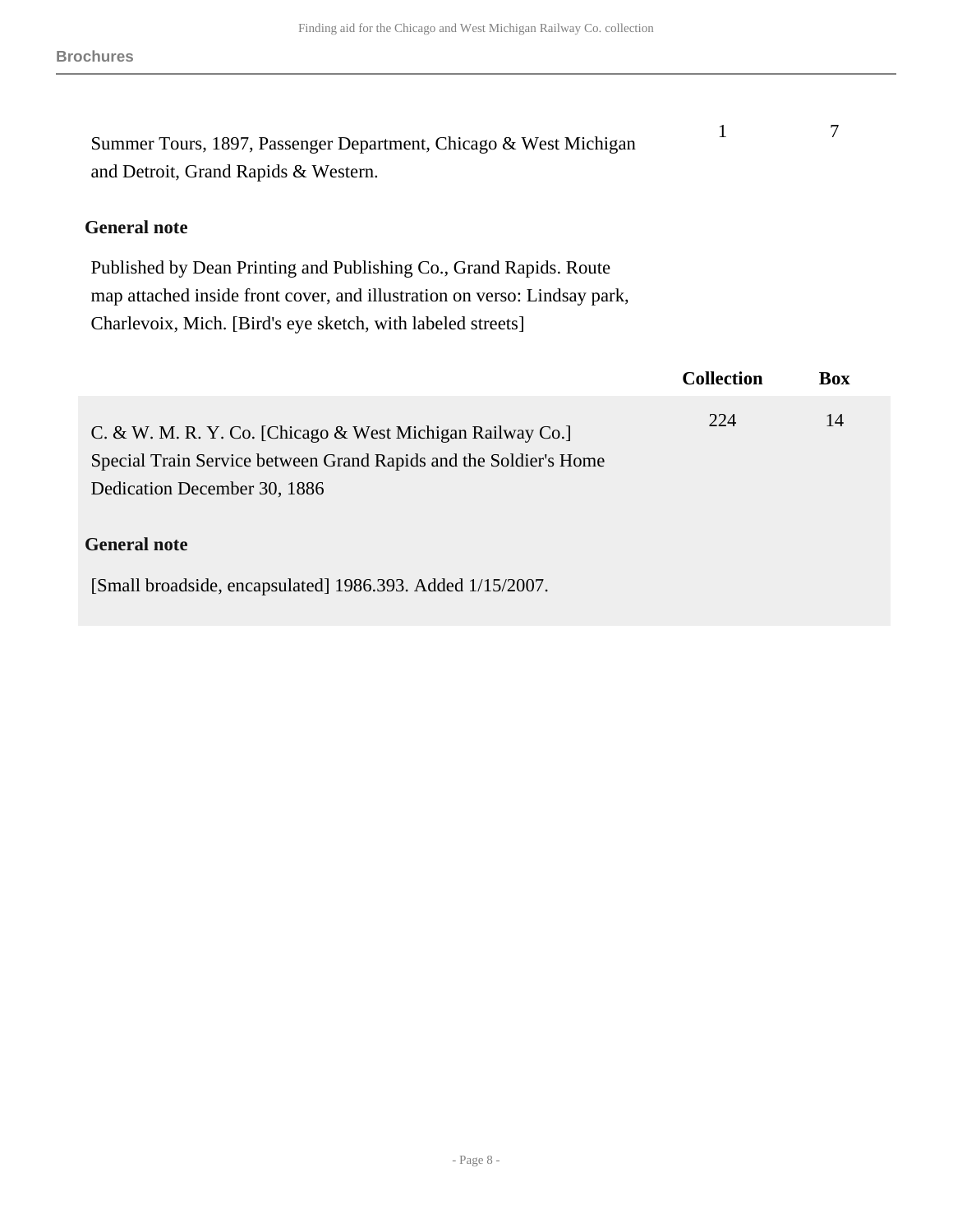## Brochures

| | Collection | Box |
|---|---|---|
| Summer Tours, 1897, Passenger Department, Chicago & West Michigan and Detroit, Grand Rapids & Western. | 1 | 7 |

**General note**

Published by Dean Printing and Publishing Co., Grand Rapids. Route map attached inside front cover, and illustration on verso: Lindsay park, Charlevoix, Mich. [Bird's eye sketch, with labeled streets]

| | Collection | Box |
|---|---|---|
| C. & W. M. R. Y. Co. [Chicago & West Michigan Railway Co.] Special Train Service between Grand Rapids and the Soldier's Home Dedication December 30, 1886 | 224 | 14 |

**General note**

[Small broadside, encapsulated] 1986.393. Added 1/15/2007.